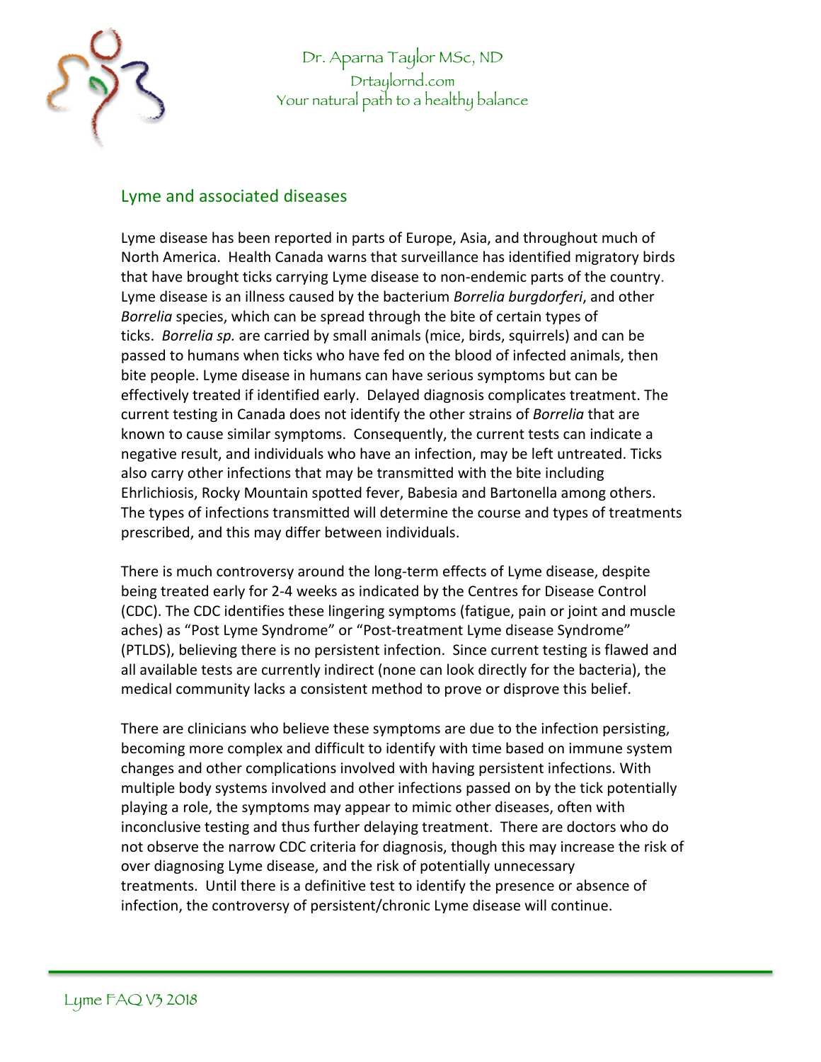Dr. Aparna Taylor MSc, ND
Drtaylornd.com
Your natural path to a healthy balance

## Lyme and associated diseases

Lyme disease has been reported in parts of Europe, Asia, and throughout much of North America. Health Canada warns that surveillance has identified migratory birds that have brought ticks carrying Lyme disease to non-endemic parts of the country. Lyme disease is an illness caused by the bacterium *Borrelia burgdorferi*, and other *Borrelia* species, which can be spread through the bite of certain types of ticks. *Borrelia sp.* are carried by small animals (mice, birds, squirrels) and can be passed to humans when ticks who have fed on the blood of infected animals, then bite people. Lyme disease in humans can have serious symptoms but can be effectively treated if identified early. Delayed diagnosis complicates treatment. The current testing in Canada does not identify the other strains of *Borrelia* that are known to cause similar symptoms. Consequently, the current tests can indicate a negative result, and individuals who have an infection, may be left untreated. Ticks also carry other infections that may be transmitted with the bite including Ehrlichiosis, Rocky Mountain spotted fever, Babesia and Bartonella among others. The types of infections transmitted will determine the course and types of treatments prescribed, and this may differ between individuals.

There is much controversy around the long-term effects of Lyme disease, despite being treated early for 2-4 weeks as indicated by the Centres for Disease Control (CDC). The CDC identifies these lingering symptoms (fatigue, pain or joint and muscle aches) as "Post Lyme Syndrome" or "Post-treatment Lyme disease Syndrome" (PTLDS), believing there is no persistent infection. Since current testing is flawed and all available tests are currently indirect (none can look directly for the bacteria), the medical community lacks a consistent method to prove or disprove this belief.

There are clinicians who believe these symptoms are due to the infection persisting, becoming more complex and difficult to identify with time based on immune system changes and other complications involved with having persistent infections. With multiple body systems involved and other infections passed on by the tick potentially playing a role, the symptoms may appear to mimic other diseases, often with inconclusive testing and thus further delaying treatment. There are doctors who do not observe the narrow CDC criteria for diagnosis, though this may increase the risk of over diagnosing Lyme disease, and the risk of potentially unnecessary treatments. Until there is a definitive test to identify the presence or absence of infection, the controversy of persistent/chronic Lyme disease will continue.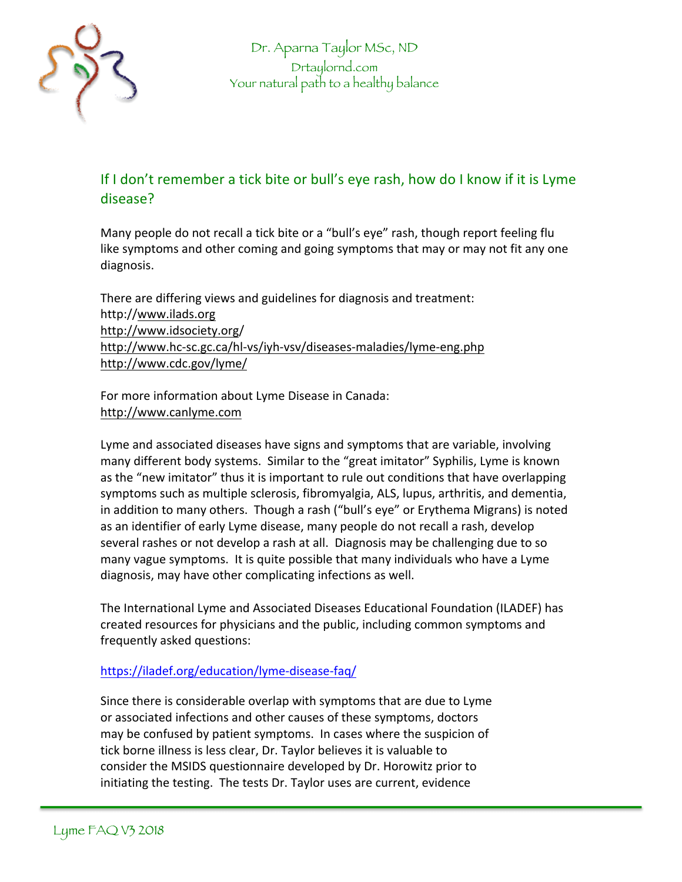## If I don't remember a tick bite or bull's eye rash, how do I know if it is Lyme disease?

Many people do not recall a tick bite or a "bull's eye" rash, though report feeling flu like symptoms and other coming and going symptoms that may or may not fit any one diagnosis.

There are differing views and guidelines for diagnosis and treatment:
http://www.ilads.org
http://www.idsociety.org/
http://www.hc-sc.gc.ca/hl-vs/iyh-vsv/diseases-maladies/lyme-eng.php
http://www.cdc.gov/lyme/

For more information about Lyme Disease in Canada:
http://www.canlyme.com

Lyme and associated diseases have signs and symptoms that are variable, involving many different body systems. Similar to the "great imitator" Syphilis, Lyme is known as the "new imitator" thus it is important to rule out conditions that have overlapping symptoms such as multiple sclerosis, fibromyalgia, ALS, lupus, arthritis, and dementia, in addition to many others. Though a rash ("bull's eye" or Erythema Migrans) is noted as an identifier of early Lyme disease, many people do not recall a rash, develop several rashes or not develop a rash at all. Diagnosis may be challenging due to so many vague symptoms. It is quite possible that many individuals who have a Lyme diagnosis, may have other complicating infections as well.

The International Lyme and Associated Diseases Educational Foundation (ILADEF) has created resources for physicians and the public, including common symptoms and frequently asked questions:

https://iladef.org/education/lyme-disease-faq/

Since there is considerable overlap with symptoms that are due to Lyme or associated infections and other causes of these symptoms, doctors may be confused by patient symptoms. In cases where the suspicion of tick borne illness is less clear, Dr. Taylor believes it is valuable to consider the MSIDS questionnaire developed by Dr. Horowitz prior to initiating the testing. The tests Dr. Taylor uses are current, evidence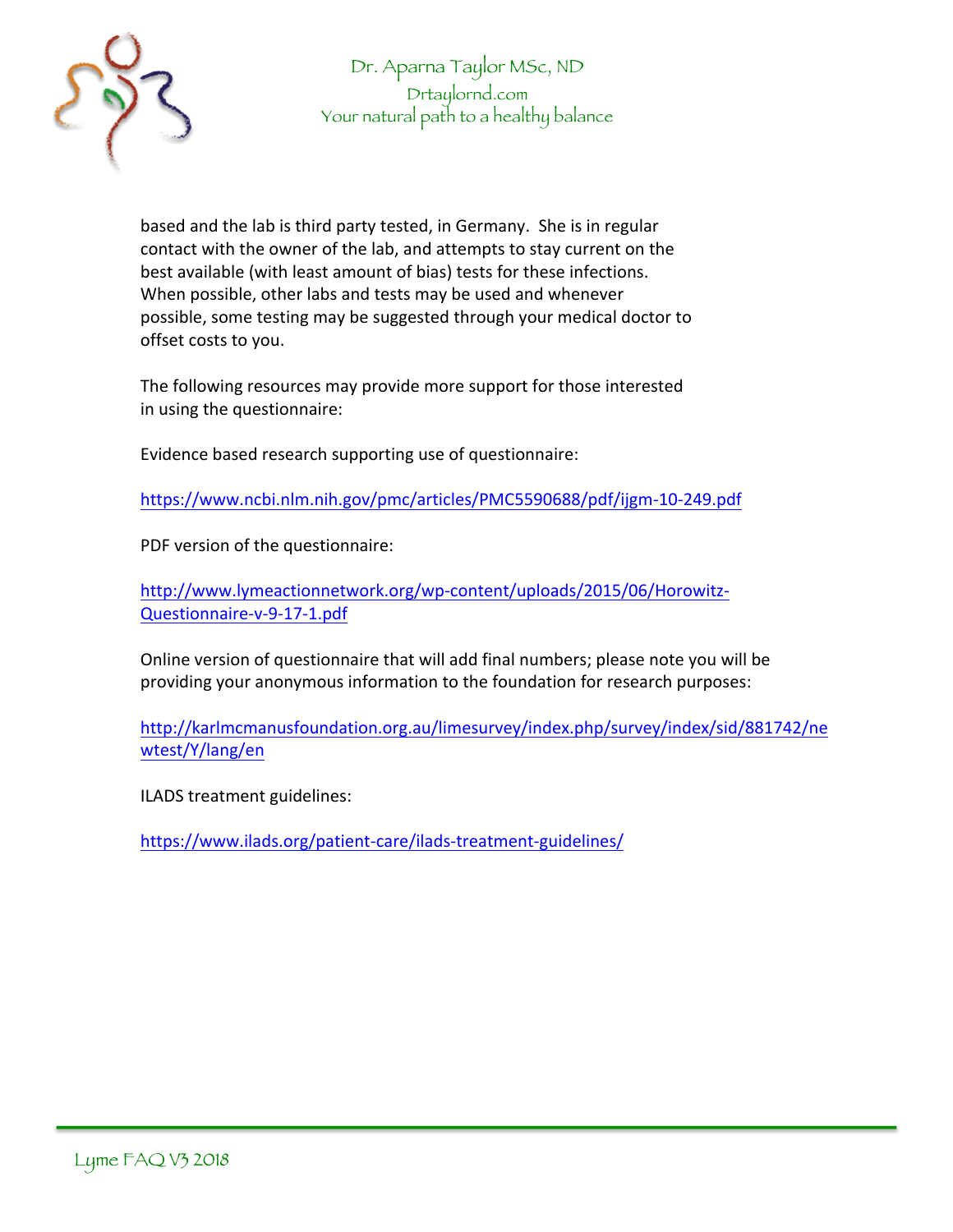based and the lab is third party tested, in Germany. She is in regular contact with the owner of the lab, and attempts to stay current on the best available (with least amount of bias) tests for these infections. When possible, other labs and tests may be used and whenever possible, some testing may be suggested through your medical doctor to offset costs to you.

The following resources may provide more support for those interested in using the questionnaire:

Evidence based research supporting use of questionnaire:

https://www.ncbi.nlm.nih.gov/pmc/articles/PMC5590688/pdf/ijgm-10-249.pdf

PDF version of the questionnaire:

http://www.lymeactionnetwork.org/wp-content/uploads/2015/06/Horowitz-Questionnaire-v-9-17-1.pdf

Online version of questionnaire that will add final numbers; please note you will be providing your anonymous information to the foundation for research purposes:

http://karlmcmanusfoundation.org.au/limesurvey/index.php/survey/index/sid/881742/newtest/Y/lang/en

ILADS treatment guidelines:

https://www.ilads.org/patient-care/ilads-treatment-guidelines/